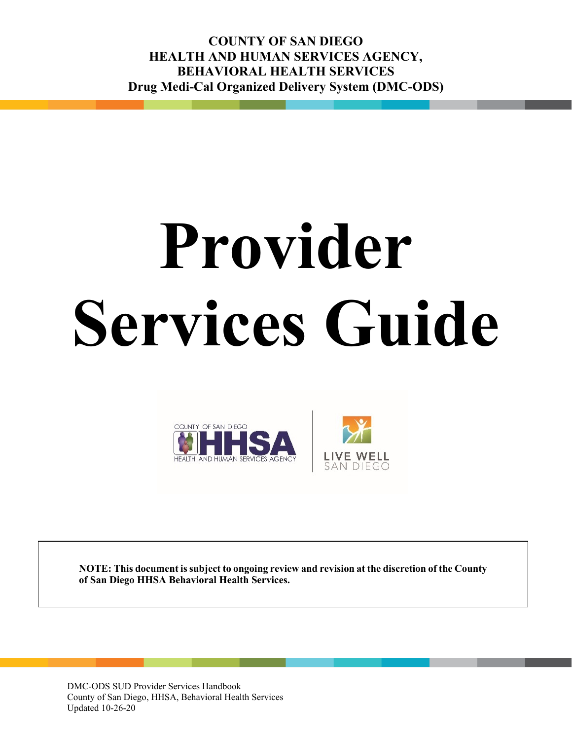**COUNTY OF SAN DIEGO**
**HEALTH AND HUMAN SERVICES AGENCY,**
**BEHAVIORAL HEALTH SERVICES**
**Drug Medi-Cal Organized Delivery System (DMC-ODS)**

# Provider Services Guide

**NOTE: This document is subject to ongoing review and revision at the discretion of the County of San Diego HHSA Behavioral Health Services.**

DMC-ODS SUD Provider Services Handbook
County of San Diego, HHSA, Behavioral Health Services
Updated 10-26-20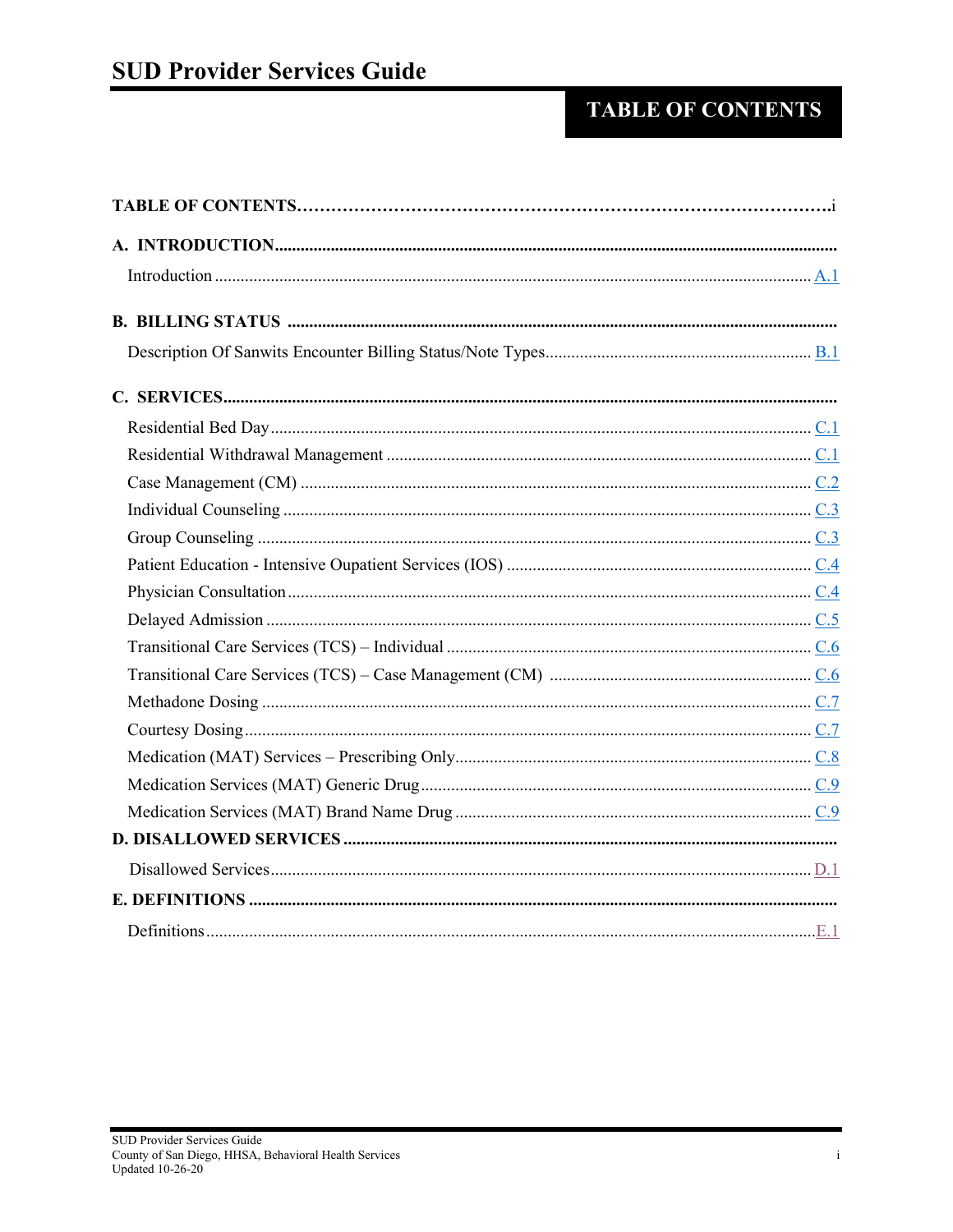# SUD Provider Services Guide

## TABLE OF CONTENTS

**TABLE OF CONTENTS** ....................................................................... i

**A. INTRODUCTION**

- Introduction ....................................................................... A.1

**B. BILLING STATUS**

- Description Of Sanwits Encounter Billing Status/Note Types ....................................................................... B.1

**C. SERVICES**

- Residential Bed Day ....................................................................... C.1
- Residential Withdrawal Management ....................................................................... C.1
- Case Management (CM) ....................................................................... C.2
- Individual Counseling ....................................................................... C.3
- Group Counseling ....................................................................... C.3
- Patient Education - Intensive Oupatient Services (IOS) ....................................................................... C.4
- Physician Consultation ....................................................................... C.4
- Delayed Admission ....................................................................... C.5
- Transitional Care Services (TCS) – Individual ....................................................................... C.6
- Transitional Care Services (TCS) – Case Management (CM) ....................................................................... C.6
- Methadone Dosing ....................................................................... C.7
- Courtesy Dosing ....................................................................... C.7
- Medication (MAT) Services – Prescribing Only ....................................................................... C.8
- Medication Services (MAT) Generic Drug ....................................................................... C.9
- Medication Services (MAT) Brand Name Drug ....................................................................... C.9

**D. DISALLOWED SERVICES**

- Disallowed Services ....................................................................... D.1

**E. DEFINITIONS**

- Definitions ....................................................................... E.1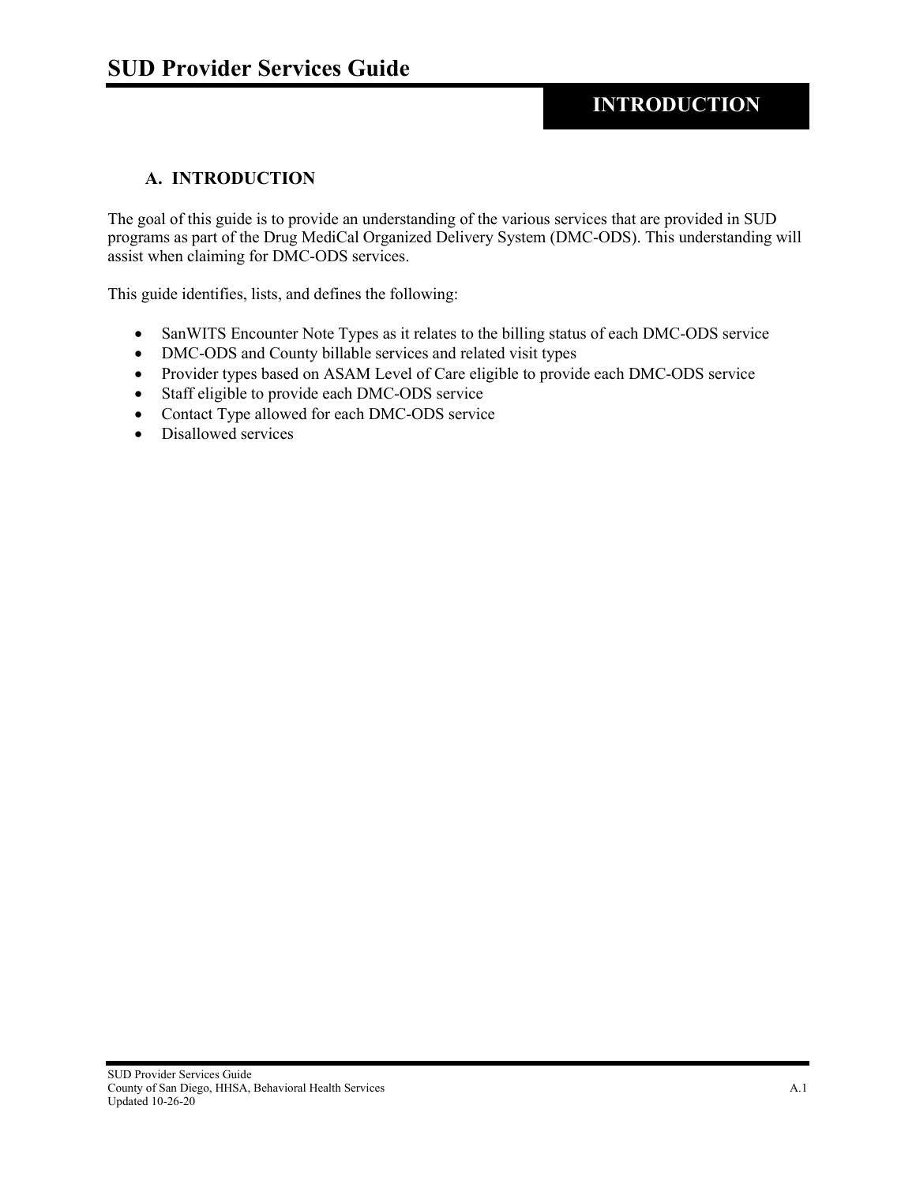# INTRODUCTION

## A. INTRODUCTION

The goal of this guide is to provide an understanding of the various services that are provided in SUD programs as part of the Drug MediCal Organized Delivery System (DMC-ODS). This understanding will assist when claiming for DMC-ODS services.

This guide identifies, lists, and defines the following:

- SanWITS Encounter Note Types as it relates to the billing status of each DMC-ODS service
- DMC-ODS and County billable services and related visit types
- Provider types based on ASAM Level of Care eligible to provide each DMC-ODS service
- Staff eligible to provide each DMC-ODS service
- Contact Type allowed for each DMC-ODS service
- Disallowed services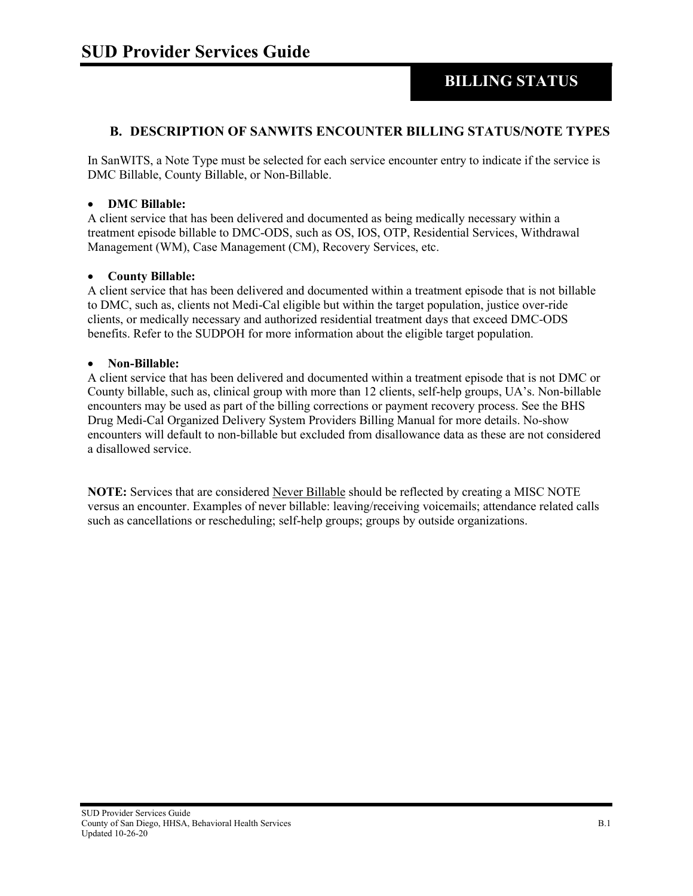## BILLING STATUS

### B. DESCRIPTION OF SANWITS ENCOUNTER BILLING STATUS/NOTE TYPES

In SanWITS, a Note Type must be selected for each service encounter entry to indicate if the service is DMC Billable, County Billable, or Non-Billable.

- **DMC Billable:**

A client service that has been delivered and documented as being medically necessary within a treatment episode billable to DMC-ODS, such as OS, IOS, OTP, Residential Services, Withdrawal Management (WM), Case Management (CM), Recovery Services, etc.

- **County Billable:**

A client service that has been delivered and documented within a treatment episode that is not billable to DMC, such as, clients not Medi-Cal eligible but within the target population, justice over-ride clients, or medically necessary and authorized residential treatment days that exceed DMC-ODS benefits. Refer to the SUDPOH for more information about the eligible target population.

- **Non-Billable:**

A client service that has been delivered and documented within a treatment episode that is not DMC or County billable, such as, clinical group with more than 12 clients, self-help groups, UA's. Non-billable encounters may be used as part of the billing corrections or payment recovery process. See the BHS Drug Medi-Cal Organized Delivery System Providers Billing Manual for more details. No-show encounters will default to non-billable but excluded from disallowance data as these are not considered a disallowed service.

**NOTE:** Services that are considered <u>Never Billable</u> should be reflected by creating a MISC NOTE versus an encounter. Examples of never billable: leaving/receiving voicemails; attendance related calls such as cancellations or rescheduling; self-help groups; groups by outside organizations.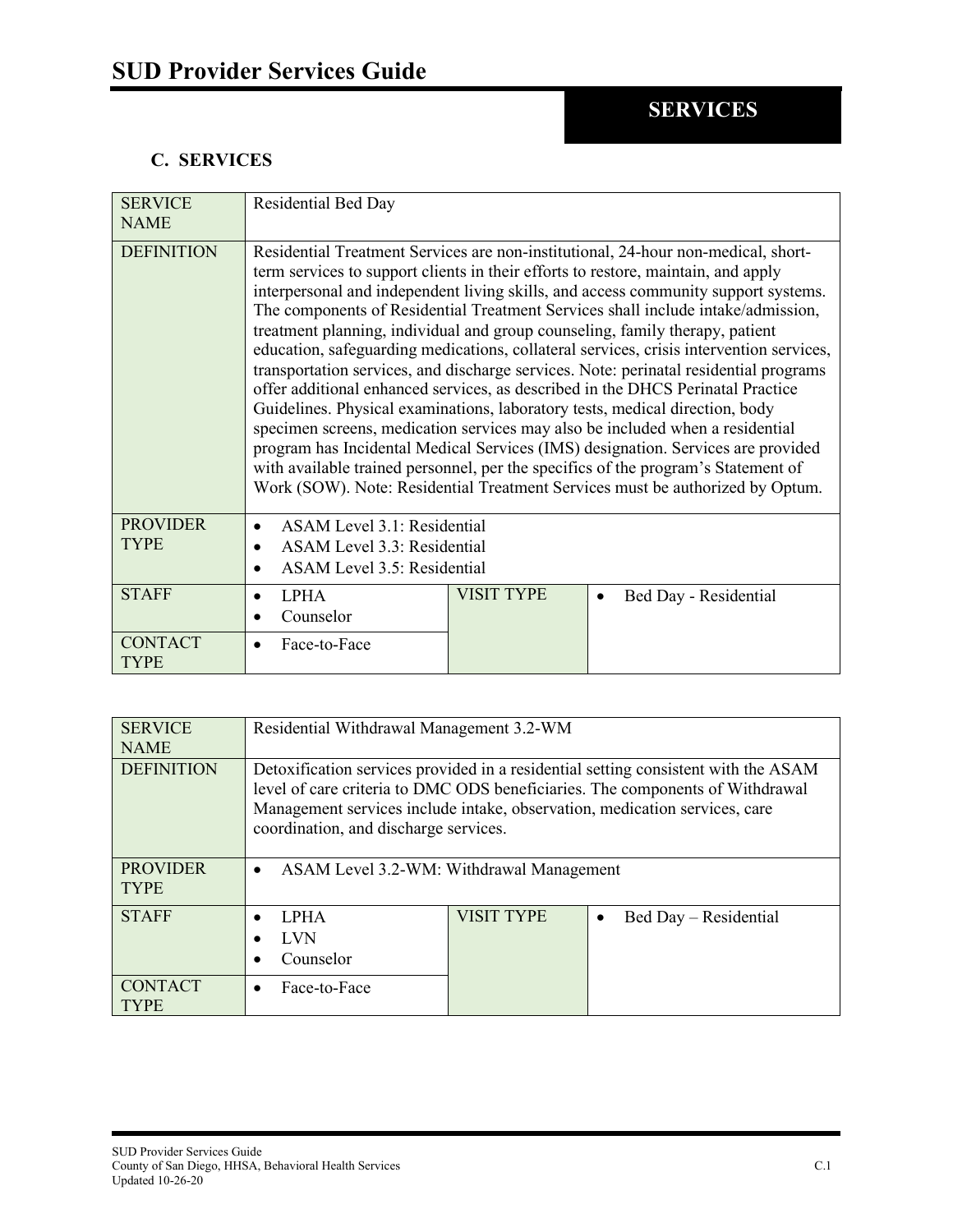## SERVICES

### C. SERVICES

| SERVICE NAME | Residential Bed Day | | |
|---|---|---|---|
| DEFINITION | Residential Treatment Services are non-institutional, 24-hour non-medical, short-term services to support clients in their efforts to restore, maintain, and apply interpersonal and independent living skills, and access community support systems. The components of Residential Treatment Services shall include intake/admission, treatment planning, individual and group counseling, family therapy, patient education, safeguarding medications, collateral services, crisis intervention services, transportation services, and discharge services. Note: perinatal residential programs offer additional enhanced services, as described in the DHCS Perinatal Practice Guidelines. Physical examinations, laboratory tests, medical direction, body specimen screens, medication services may also be included when a residential program has Incidental Medical Services (IMS) designation. Services are provided with available trained personnel, per the specifics of the program's Statement of Work (SOW). Note: Residential Treatment Services must be authorized by Optum. | | |
| PROVIDER TYPE | • ASAM Level 3.1: Residential<br>• ASAM Level 3.3: Residential<br>• ASAM Level 3.5: Residential | | |
| STAFF | • LPHA<br>• Counselor | VISIT TYPE | • Bed Day - Residential |
| CONTACT TYPE | • Face-to-Face | | |

| SERVICE NAME | Residential Withdrawal Management 3.2-WM | | |
|---|---|---|---|
| DEFINITION | Detoxification services provided in a residential setting consistent with the ASAM level of care criteria to DMC ODS beneficiaries. The components of Withdrawal Management services include intake, observation, medication services, care coordination, and discharge services. | | |
| PROVIDER TYPE | • ASAM Level 3.2-WM: Withdrawal Management | | |
| STAFF | • LPHA<br>• LVN<br>• Counselor | VISIT TYPE | • Bed Day – Residential |
| CONTACT TYPE | • Face-to-Face | | |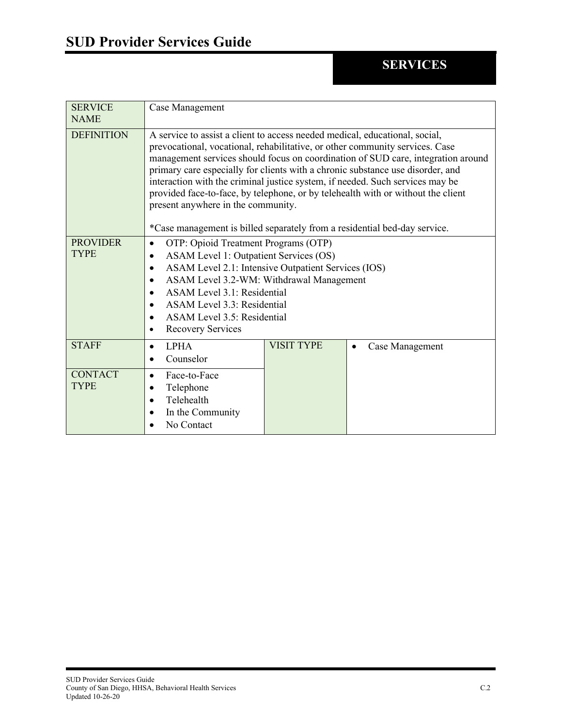## SERVICES

| SERVICE NAME | Case Management | | |
|---|---|---|---|
| DEFINITION | A service to assist a client to access needed medical, educational, social, prevocational, vocational, rehabilitative, or other community services. Case management services should focus on coordination of SUD care, integration around primary care especially for clients with a chronic substance use disorder, and interaction with the criminal justice system, if needed. Such services may be provided face-to-face, by telephone, or by telehealth with or without the client present anywhere in the community.<br><br>*Case management is billed separately from a residential bed-day service. | | |
| PROVIDER TYPE | • OTP: Opioid Treatment Programs (OTP)<br>• ASAM Level 1: Outpatient Services (OS)<br>• ASAM Level 2.1: Intensive Outpatient Services (IOS)<br>• ASAM Level 3.2-WM: Withdrawal Management<br>• ASAM Level 3.1: Residential<br>• ASAM Level 3.3: Residential<br>• ASAM Level 3.5: Residential<br>• Recovery Services | | |
| STAFF | • LPHA<br>• Counselor | VISIT TYPE | • Case Management |
| CONTACT TYPE | • Face-to-Face<br>• Telephone<br>• Telehealth<br>• In the Community<br>• No Contact | | |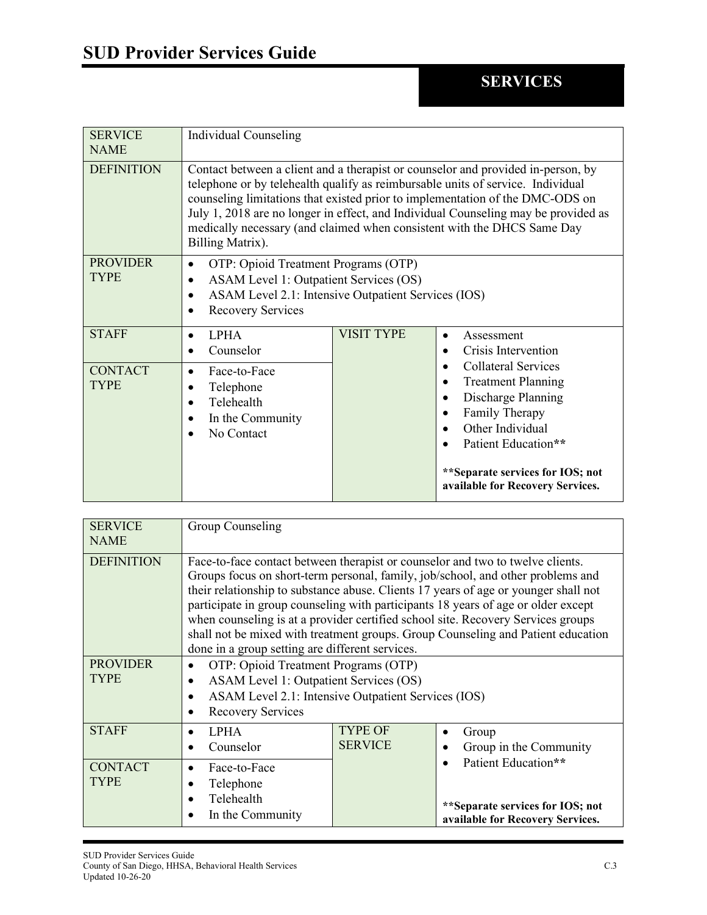## SERVICES

| SERVICE NAME | Individual Counseling | | |
|---|---|---|---|
| DEFINITION | Contact between a client and a therapist or counselor and provided in-person, by telephone or by telehealth qualify as reimbursable units of service. Individual counseling limitations that existed prior to implementation of the DMC-ODS on July 1, 2018 are no longer in effect, and Individual Counseling may be provided as medically necessary (and claimed when consistent with the DHCS Same Day Billing Matrix). | | |
| PROVIDER TYPE | • OTP: Opioid Treatment Programs (OTP)<br>• ASAM Level 1: Outpatient Services (OS)<br>• ASAM Level 2.1: Intensive Outpatient Services (IOS)<br>• Recovery Services | | |
| STAFF | • LPHA<br>• Counselor | VISIT TYPE | • Assessment<br>• Crisis Intervention<br>• Collateral Services<br>• Treatment Planning<br>• Discharge Planning<br>• Family Therapy<br>• Other Individual<br>• Patient Education**<br><br>**Separate services for IOS; not available for Recovery Services.** |
| CONTACT TYPE | • Face-to-Face<br>• Telephone<br>• Telehealth<br>• In the Community<br>• No Contact | | |

| SERVICE NAME | Group Counseling | | |
|---|---|---|---|
| DEFINITION | Face-to-face contact between therapist or counselor and two to twelve clients. Groups focus on short-term personal, family, job/school, and other problems and their relationship to substance abuse. Clients 17 years of age or younger shall not participate in group counseling with participants 18 years of age or older except when counseling is at a provider certified school site. Recovery Services groups shall not be mixed with treatment groups. Group Counseling and Patient education done in a group setting are different services. | | |
| PROVIDER TYPE | • OTP: Opioid Treatment Programs (OTP)<br>• ASAM Level 1: Outpatient Services (OS)<br>• ASAM Level 2.1: Intensive Outpatient Services (IOS)<br>• Recovery Services | | |
| STAFF | • LPHA<br>• Counselor | TYPE OF SERVICE | • Group<br>• Group in the Community<br>• Patient Education**<br><br>**Separate services for IOS; not available for Recovery Services.** |
| CONTACT TYPE | • Face-to-Face<br>• Telephone<br>• Telehealth<br>• In the Community | | |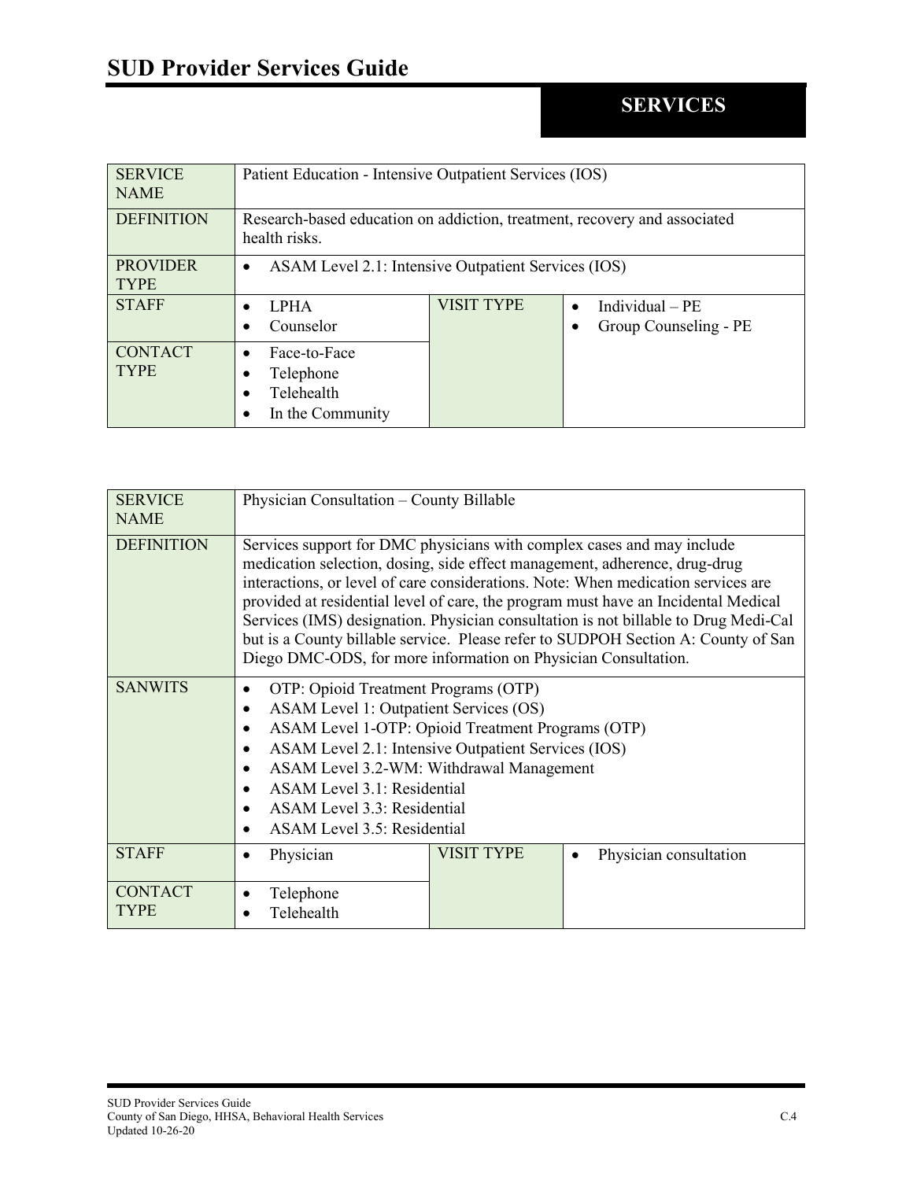## SERVICES

| SERVICE NAME | Patient Education - Intensive Outpatient Services (IOS) | | |
|---|---|---|---|
| DEFINITION | Research-based education on addiction, treatment, recovery and associated health risks. | | |
| PROVIDER TYPE | • ASAM Level 2.1: Intensive Outpatient Services (IOS) | | |
| STAFF | • LPHA<br>• Counselor | VISIT TYPE | • Individual – PE<br>• Group Counseling - PE |
| CONTACT TYPE | • Face-to-Face<br>• Telephone<br>• Telehealth<br>• In the Community | | |

| SERVICE NAME | Physician Consultation – County Billable | | |
|---|---|---|---|
| DEFINITION | Services support for DMC physicians with complex cases and may include medication selection, dosing, side effect management, adherence, drug-drug interactions, or level of care considerations. Note: When medication services are provided at residential level of care, the program must have an Incidental Medical Services (IMS) designation. Physician consultation is not billable to Drug Medi-Cal but is a County billable service. Please refer to SUDPOH Section A: County of San Diego DMC-ODS, for more information on Physician Consultation. | | |
| SANWITS | • OTP: Opioid Treatment Programs (OTP)<br>• ASAM Level 1: Outpatient Services (OS)<br>• ASAM Level 1-OTP: Opioid Treatment Programs (OTP)<br>• ASAM Level 2.1: Intensive Outpatient Services (IOS)<br>• ASAM Level 3.2-WM: Withdrawal Management<br>• ASAM Level 3.1: Residential<br>• ASAM Level 3.3: Residential<br>• ASAM Level 3.5: Residential | | |
| STAFF | • Physician | VISIT TYPE | • Physician consultation |
| CONTACT TYPE | • Telephone<br>• Telehealth | | |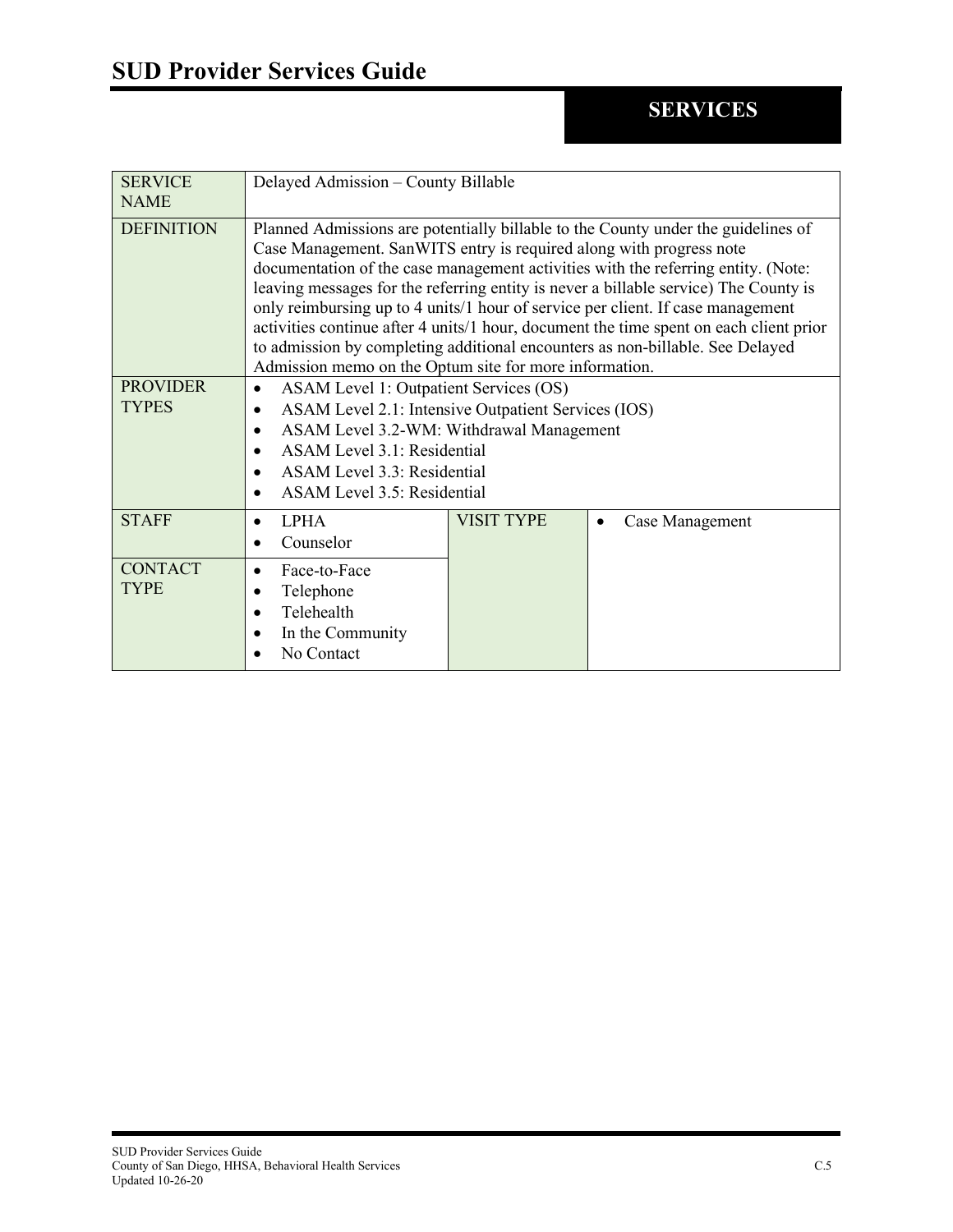## SERVICES

| SERVICE NAME | Delayed Admission – County Billable | | |
|---|---|---|---|
| DEFINITION | Planned Admissions are potentially billable to the County under the guidelines of Case Management. SanWITS entry is required along with progress note documentation of the case management activities with the referring entity. (Note: leaving messages for the referring entity is never a billable service) The County is only reimbursing up to 4 units/1 hour of service per client. If case management activities continue after 4 units/1 hour, document the time spent on each client prior to admission by completing additional encounters as non-billable. See Delayed Admission memo on the Optum site for more information. | | |
| PROVIDER TYPES | • ASAM Level 1: Outpatient Services (OS)<br>• ASAM Level 2.1: Intensive Outpatient Services (IOS)<br>• ASAM Level 3.2-WM: Withdrawal Management<br>• ASAM Level 3.1: Residential<br>• ASAM Level 3.3: Residential<br>• ASAM Level 3.5: Residential | | |
| STAFF | • LPHA<br>• Counselor | VISIT TYPE | • Case Management |
| CONTACT TYPE | • Face-to-Face<br>• Telephone<br>• Telehealth<br>• In the Community<br>• No Contact | | |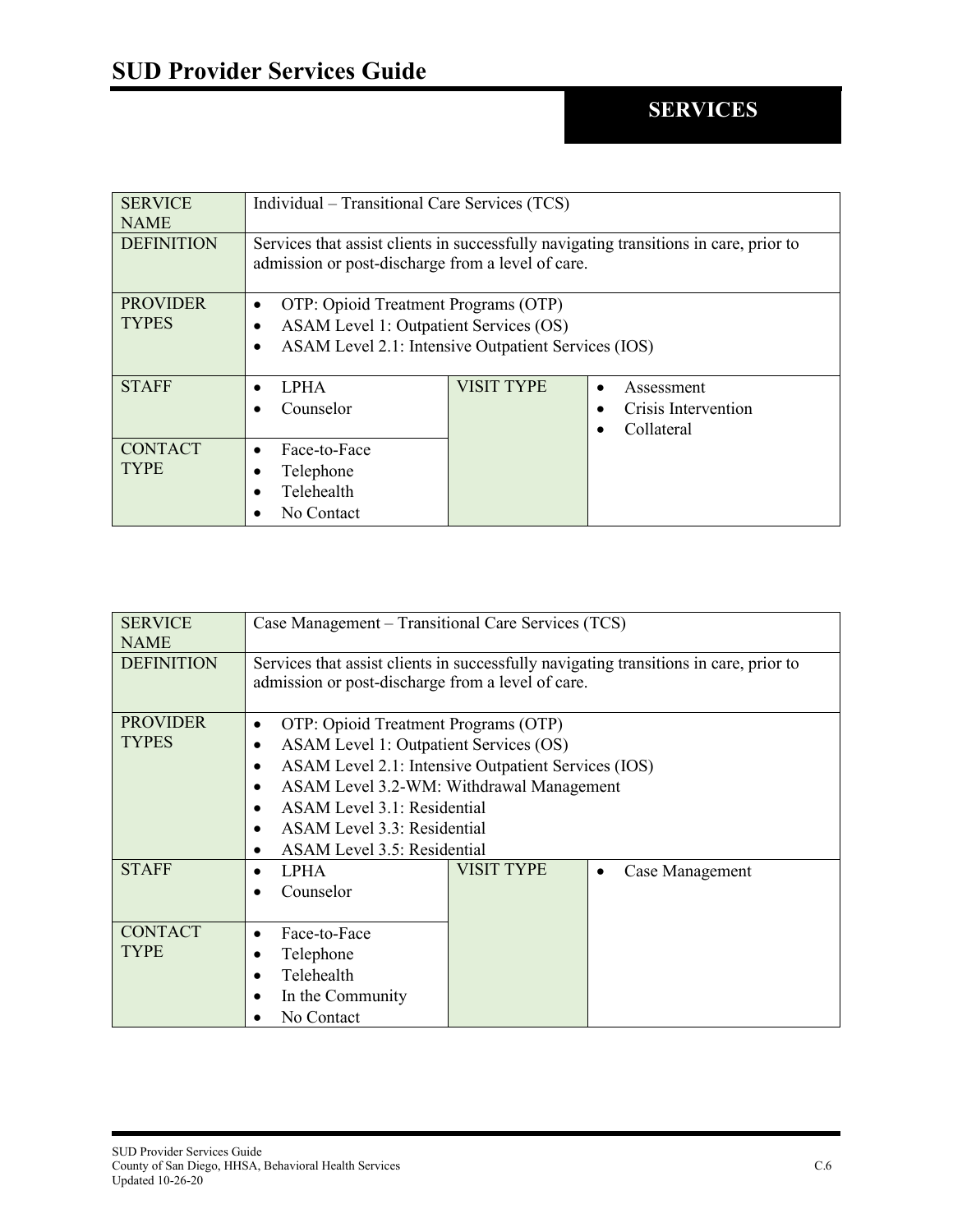## SERVICES

| SERVICE NAME | Individual – Transitional Care Services (TCS) | | |
|---|---|---|---|
| DEFINITION | Services that assist clients in successfully navigating transitions in care, prior to admission or post-discharge from a level of care. | | |
| PROVIDER TYPES | • OTP: Opioid Treatment Programs (OTP)<br>• ASAM Level 1: Outpatient Services (OS)<br>• ASAM Level 2.1: Intensive Outpatient Services (IOS) | | |
| STAFF | • LPHA<br>• Counselor | VISIT TYPE | • Assessment<br>• Crisis Intervention<br>• Collateral |
| CONTACT TYPE | • Face-to-Face<br>• Telephone<br>• Telehealth<br>• No Contact | | |

| SERVICE NAME | Case Management – Transitional Care Services (TCS) | | |
|---|---|---|---|
| DEFINITION | Services that assist clients in successfully navigating transitions in care, prior to admission or post-discharge from a level of care. | | |
| PROVIDER TYPES | • OTP: Opioid Treatment Programs (OTP)<br>• ASAM Level 1: Outpatient Services (OS)<br>• ASAM Level 2.1: Intensive Outpatient Services (IOS)<br>• ASAM Level 3.2-WM: Withdrawal Management<br>• ASAM Level 3.1: Residential<br>• ASAM Level 3.3: Residential<br>• ASAM Level 3.5: Residential | | |
| STAFF | • LPHA<br>• Counselor | VISIT TYPE | • Case Management |
| CONTACT TYPE | • Face-to-Face<br>• Telephone<br>• Telehealth<br>• In the Community<br>• No Contact | | |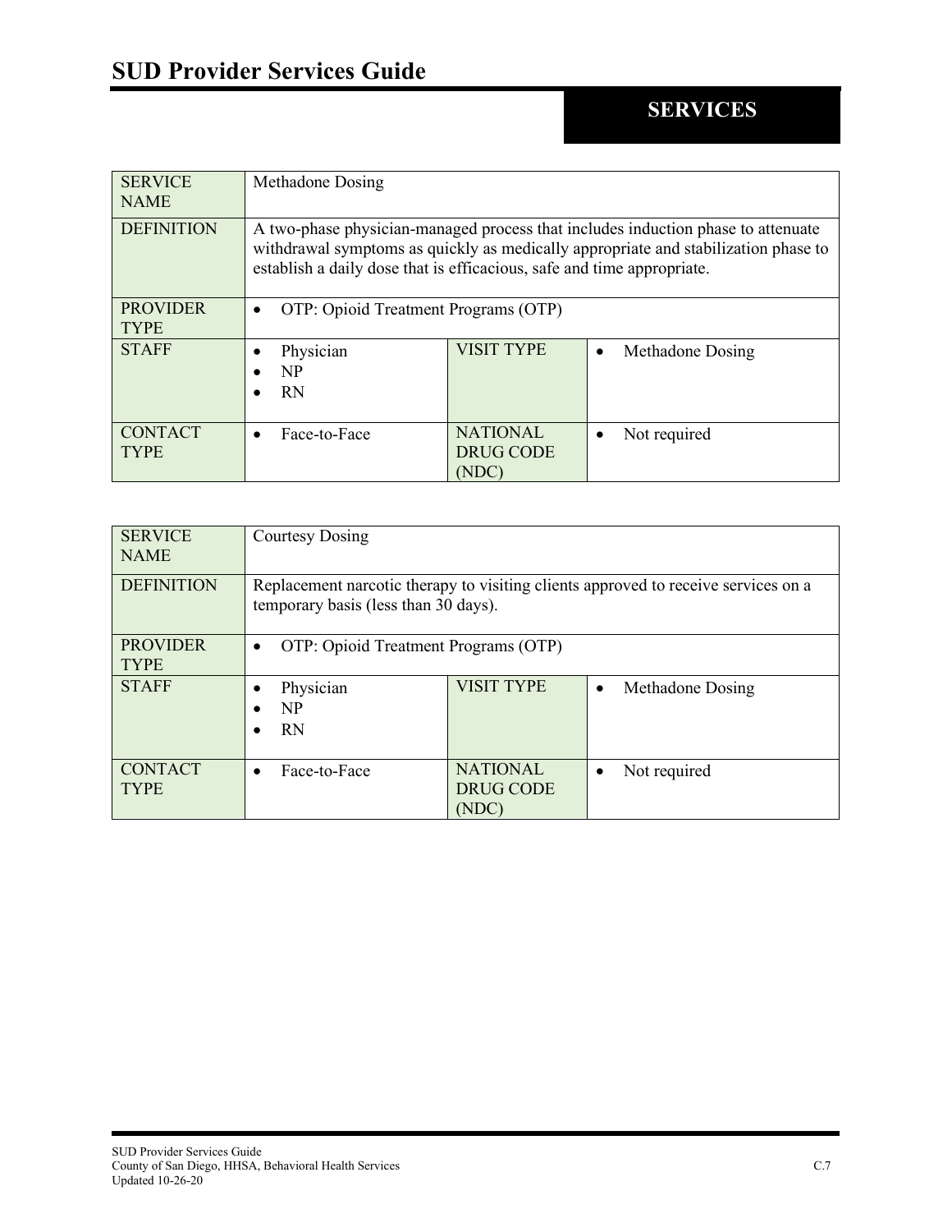## SERVICES

| SERVICE NAME | Methadone Dosing | | |
|---|---|---|---|
| DEFINITION | A two-phase physician-managed process that includes induction phase to attenuate withdrawal symptoms as quickly as medically appropriate and stabilization phase to establish a daily dose that is efficacious, safe and time appropriate. | | |
| PROVIDER TYPE | • OTP: Opioid Treatment Programs (OTP) | | |
| STAFF | • Physician<br>• NP<br>• RN | VISIT TYPE | • Methadone Dosing |
| CONTACT TYPE | • Face-to-Face | NATIONAL DRUG CODE (NDC) | • Not required |

| SERVICE NAME | Courtesy Dosing | | |
|---|---|---|---|
| DEFINITION | Replacement narcotic therapy to visiting clients approved to receive services on a temporary basis (less than 30 days). | | |
| PROVIDER TYPE | • OTP: Opioid Treatment Programs (OTP) | | |
| STAFF | • Physician<br>• NP<br>• RN | VISIT TYPE | • Methadone Dosing |
| CONTACT TYPE | • Face-to-Face | NATIONAL DRUG CODE (NDC) | • Not required |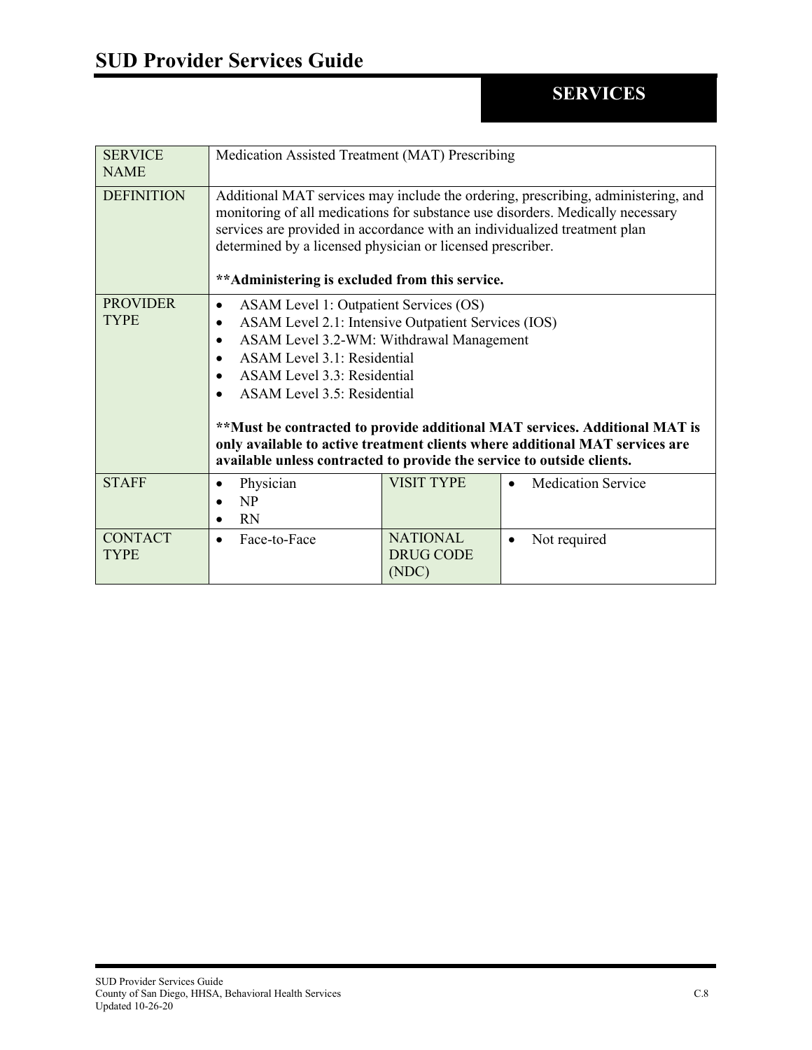## SERVICES

| | | | |
|---|---|---|---|
| SERVICE NAME | Medication Assisted Treatment (MAT) Prescribing | | |
| DEFINITION | Additional MAT services may include the ordering, prescribing, administering, and monitoring of all medications for substance use disorders. Medically necessary services are provided in accordance with an individualized treatment plan determined by a licensed physician or licensed prescriber.<br><br>**\*\*Administering is excluded from this service.** | | |
| PROVIDER TYPE | • ASAM Level 1: Outpatient Services (OS)<br>• ASAM Level 2.1: Intensive Outpatient Services (IOS)<br>• ASAM Level 3.2-WM: Withdrawal Management<br>• ASAM Level 3.1: Residential<br>• ASAM Level 3.3: Residential<br>• ASAM Level 3.5: Residential<br><br>**\*\*Must be contracted to provide additional MAT services. Additional MAT is only available to active treatment clients where additional MAT services are available unless contracted to provide the service to outside clients.** | | |
| STAFF | • Physician<br>• NP<br>• RN | VISIT TYPE | • Medication Service |
| CONTACT TYPE | • Face-to-Face | NATIONAL DRUG CODE (NDC) | • Not required |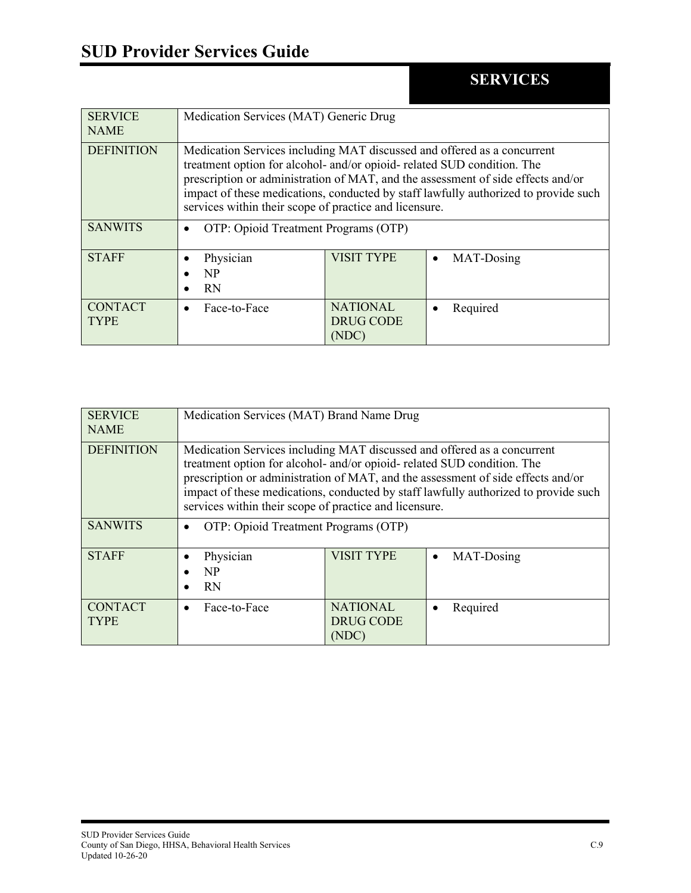# SUD Provider Services Guide

## SERVICES

| SERVICE NAME | Medication Services (MAT) Generic Drug | | |
|---|---|---|---|
| DEFINITION | Medication Services including MAT discussed and offered as a concurrent treatment option for alcohol- and/or opioid- related SUD condition. The prescription or administration of MAT, and the assessment of side effects and/or impact of these medications, conducted by staff lawfully authorized to provide such services within their scope of practice and licensure. | | |
| SANWITS | • OTP: Opioid Treatment Programs (OTP) | | |
| STAFF | • Physician<br>• NP<br>• RN | VISIT TYPE | • MAT-Dosing |
| CONTACT TYPE | • Face-to-Face | NATIONAL DRUG CODE (NDC) | • Required |

| SERVICE NAME | Medication Services (MAT) Brand Name Drug | | |
|---|---|---|---|
| DEFINITION | Medication Services including MAT discussed and offered as a concurrent treatment option for alcohol- and/or opioid- related SUD condition. The prescription or administration of MAT, and the assessment of side effects and/or impact of these medications, conducted by staff lawfully authorized to provide such services within their scope of practice and licensure. | | |
| SANWITS | • OTP: Opioid Treatment Programs (OTP) | | |
| STAFF | • Physician<br>• NP<br>• RN | VISIT TYPE | • MAT-Dosing |
| CONTACT TYPE | • Face-to-Face | NATIONAL DRUG CODE (NDC) | • Required |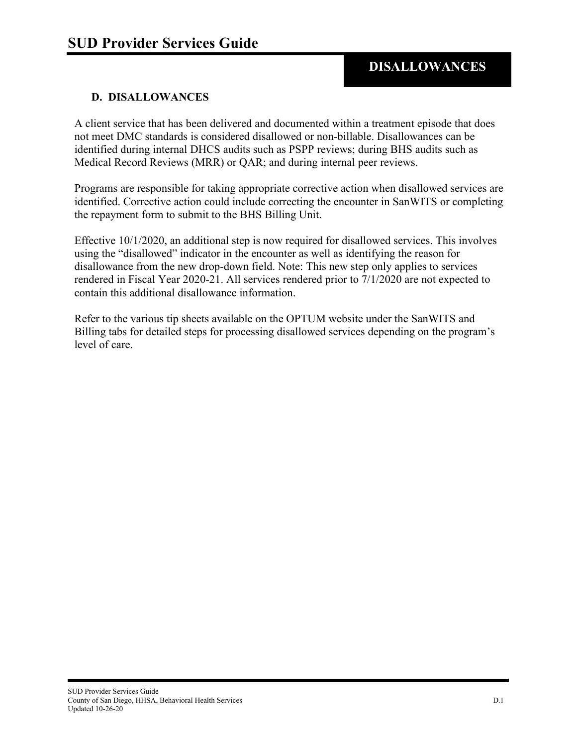## D. DISALLOWANCES

A client service that has been delivered and documented within a treatment episode that does not meet DMC standards is considered disallowed or non-billable. Disallowances can be identified during internal DHCS audits such as PSPP reviews; during BHS audits such as Medical Record Reviews (MRR) or QAR; and during internal peer reviews.

Programs are responsible for taking appropriate corrective action when disallowed services are identified. Corrective action could include correcting the encounter in SanWITS or completing the repayment form to submit to the BHS Billing Unit.

Effective 10/1/2020, an additional step is now required for disallowed services. This involves using the "disallowed" indicator in the encounter as well as identifying the reason for disallowance from the new drop-down field. Note: This new step only applies to services rendered in Fiscal Year 2020-21. All services rendered prior to 7/1/2020 are not expected to contain this additional disallowance information.

Refer to the various tip sheets available on the OPTUM website under the SanWITS and Billing tabs for detailed steps for processing disallowed services depending on the program's level of care.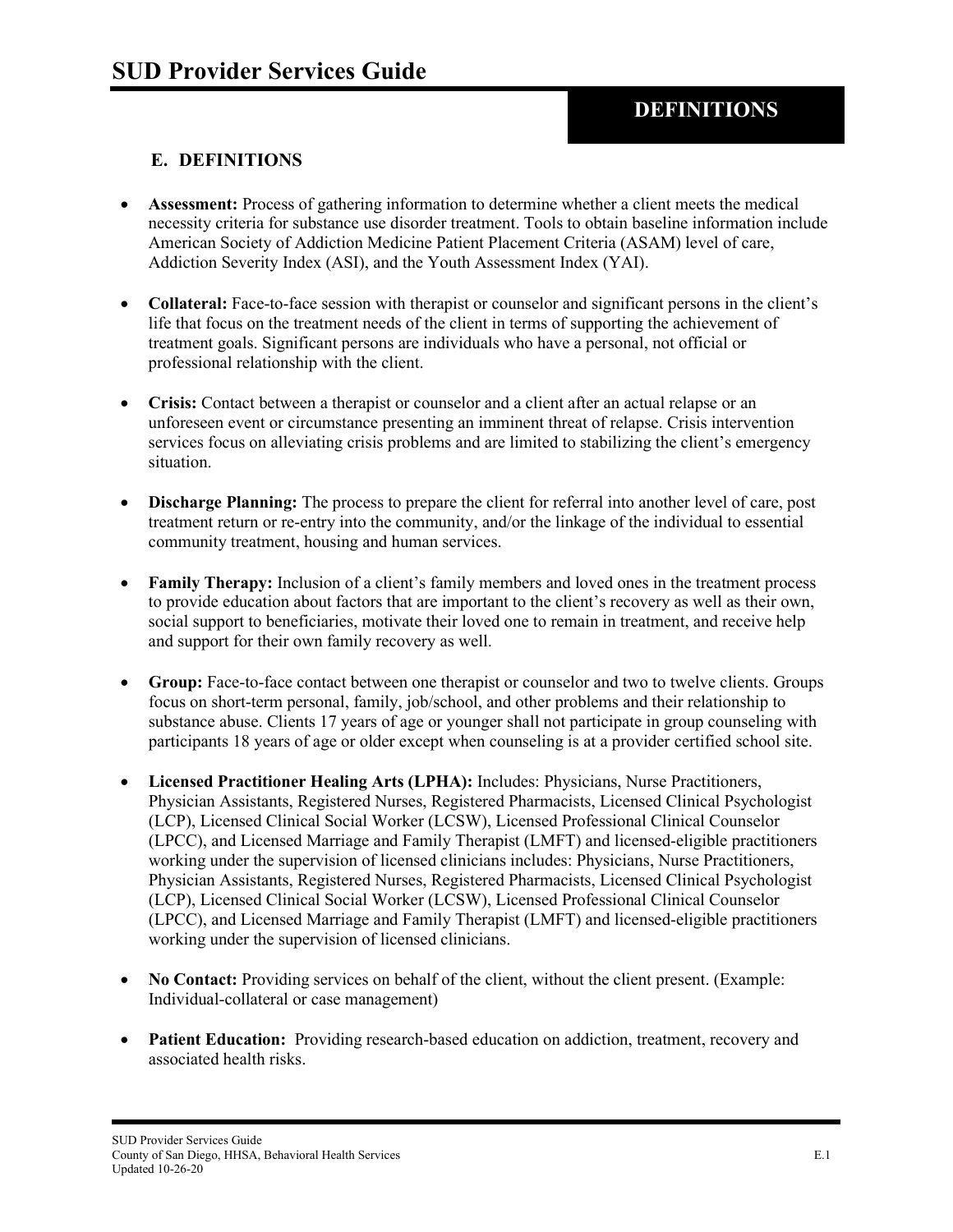## DEFINITIONS

### E. DEFINITIONS

- **Assessment:** Process of gathering information to determine whether a client meets the medical necessity criteria for substance use disorder treatment. Tools to obtain baseline information include American Society of Addiction Medicine Patient Placement Criteria (ASAM) level of care, Addiction Severity Index (ASI), and the Youth Assessment Index (YAI).

- **Collateral:** Face-to-face session with therapist or counselor and significant persons in the client's life that focus on the treatment needs of the client in terms of supporting the achievement of treatment goals. Significant persons are individuals who have a personal, not official or professional relationship with the client.

- **Crisis:** Contact between a therapist or counselor and a client after an actual relapse or an unforeseen event or circumstance presenting an imminent threat of relapse. Crisis intervention services focus on alleviating crisis problems and are limited to stabilizing the client's emergency situation.

- **Discharge Planning:** The process to prepare the client for referral into another level of care, post treatment return or re-entry into the community, and/or the linkage of the individual to essential community treatment, housing and human services.

- **Family Therapy:** Inclusion of a client's family members and loved ones in the treatment process to provide education about factors that are important to the client's recovery as well as their own, social support to beneficiaries, motivate their loved one to remain in treatment, and receive help and support for their own family recovery as well.

- **Group:** Face-to-face contact between one therapist or counselor and two to twelve clients. Groups focus on short-term personal, family, job/school, and other problems and their relationship to substance abuse. Clients 17 years of age or younger shall not participate in group counseling with participants 18 years of age or older except when counseling is at a provider certified school site.

- **Licensed Practitioner Healing Arts (LPHA):** Includes: Physicians, Nurse Practitioners, Physician Assistants, Registered Nurses, Registered Pharmacists, Licensed Clinical Psychologist (LCP), Licensed Clinical Social Worker (LCSW), Licensed Professional Clinical Counselor (LPCC), and Licensed Marriage and Family Therapist (LMFT) and licensed-eligible practitioners working under the supervision of licensed clinicians includes: Physicians, Nurse Practitioners, Physician Assistants, Registered Nurses, Registered Pharmacists, Licensed Clinical Psychologist (LCP), Licensed Clinical Social Worker (LCSW), Licensed Professional Clinical Counselor (LPCC), and Licensed Marriage and Family Therapist (LMFT) and licensed-eligible practitioners working under the supervision of licensed clinicians.

- **No Contact:** Providing services on behalf of the client, without the client present. (Example: Individual-collateral or case management)

- **Patient Education:** Providing research-based education on addiction, treatment, recovery and associated health risks.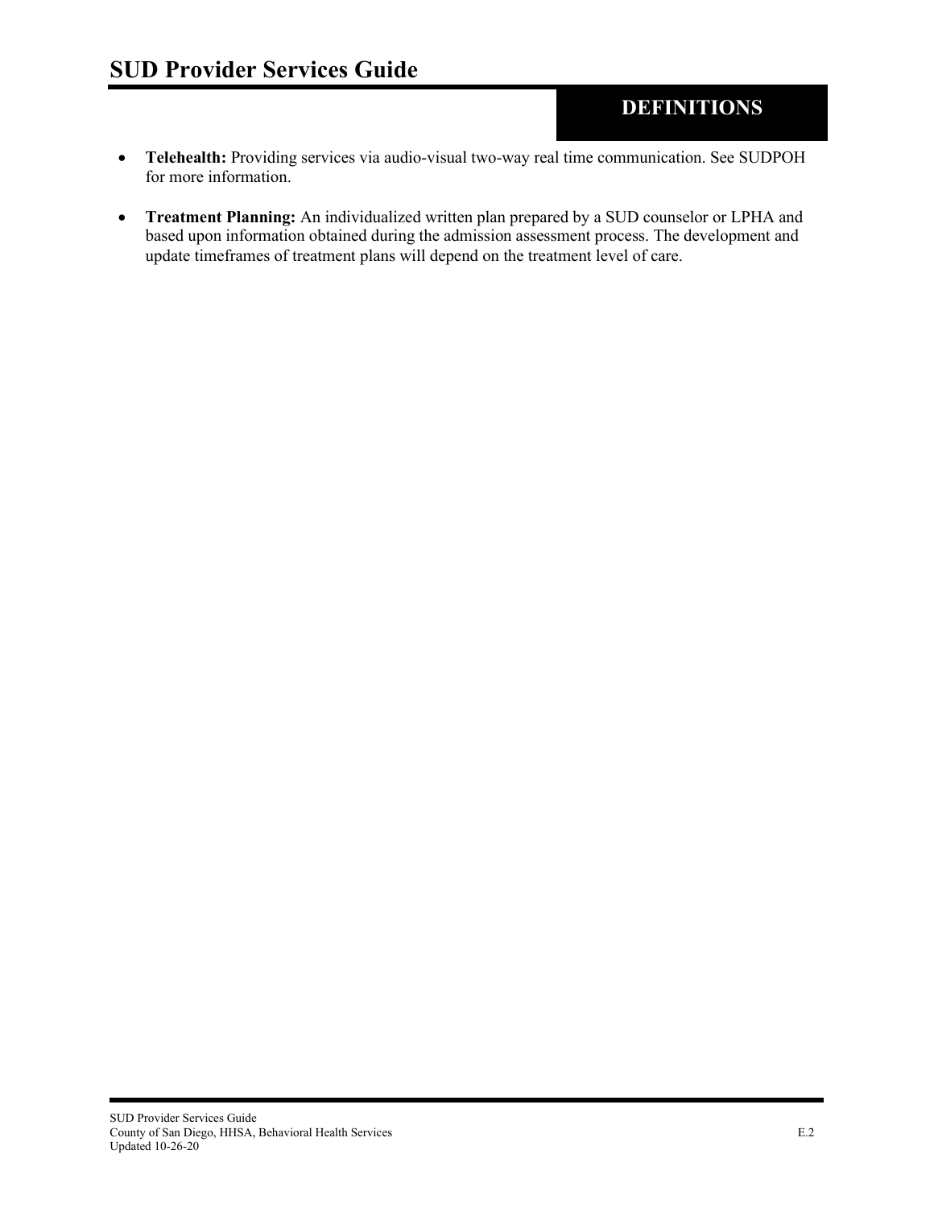## DEFINITIONS

- **Telehealth:** Providing services via audio-visual two-way real time communication. See SUDPOH for more information.

- **Treatment Planning:** An individualized written plan prepared by a SUD counselor or LPHA and based upon information obtained during the admission assessment process. The development and update timeframes of treatment plans will depend on the treatment level of care.